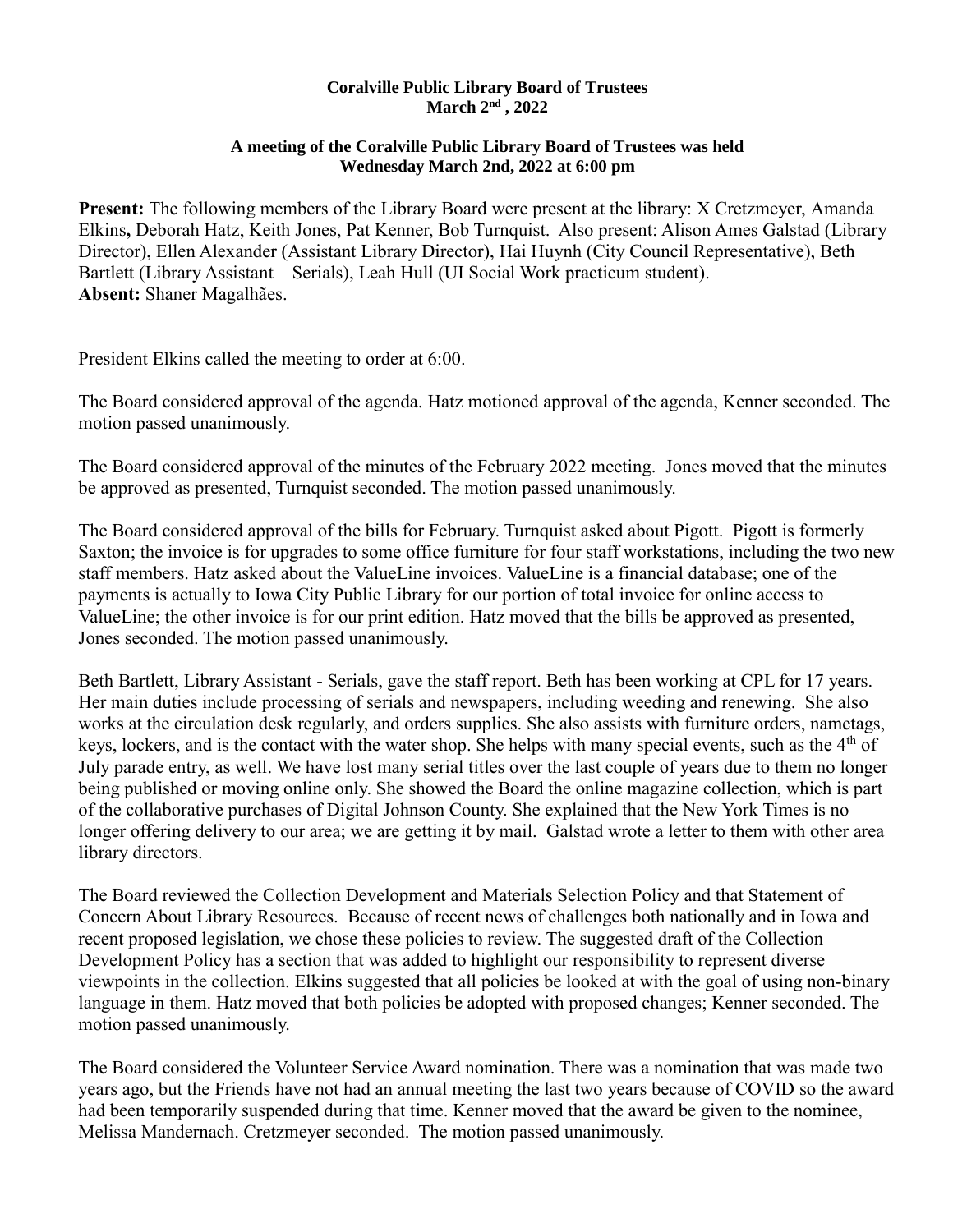**Coralville Public Library Board of Trustees**
**March 2nd , 2022**

**A meeting of the Coralville Public Library Board of Trustees was held**
**Wednesday March 2nd, 2022 at 6:00 pm**

**Present:** The following members of the Library Board were present at the library: X Cretzmeyer, Amanda Elkins**,** Deborah Hatz, Keith Jones, Pat Kenner, Bob Turnquist. Also present: Alison Ames Galstad (Library Director), Ellen Alexander (Assistant Library Director), Hai Huynh (City Council Representative), Beth Bartlett (Library Assistant – Serials), Leah Hull (UI Social Work practicum student).
**Absent:** Shaner Magalhães.

President Elkins called the meeting to order at 6:00.

The Board considered approval of the agenda. Hatz motioned approval of the agenda, Kenner seconded. The motion passed unanimously.

The Board considered approval of the minutes of the February 2022 meeting. Jones moved that the minutes be approved as presented, Turnquist seconded. The motion passed unanimously.

The Board considered approval of the bills for February. Turnquist asked about Pigott. Pigott is formerly Saxton; the invoice is for upgrades to some office furniture for four staff workstations, including the two new staff members. Hatz asked about the ValueLine invoices. ValueLine is a financial database; one of the payments is actually to Iowa City Public Library for our portion of total invoice for online access to ValueLine; the other invoice is for our print edition. Hatz moved that the bills be approved as presented, Jones seconded. The motion passed unanimously.

Beth Bartlett, Library Assistant - Serials, gave the staff report. Beth has been working at CPL for 17 years. Her main duties include processing of serials and newspapers, including weeding and renewing. She also works at the circulation desk regularly, and orders supplies. She also assists with furniture orders, nametags, keys, lockers, and is the contact with the water shop. She helps with many special events, such as the 4th of July parade entry, as well. We have lost many serial titles over the last couple of years due to them no longer being published or moving online only. She showed the Board the online magazine collection, which is part of the collaborative purchases of Digital Johnson County. She explained that the New York Times is no longer offering delivery to our area; we are getting it by mail. Galstad wrote a letter to them with other area library directors.

The Board reviewed the Collection Development and Materials Selection Policy and that Statement of Concern About Library Resources. Because of recent news of challenges both nationally and in Iowa and recent proposed legislation, we chose these policies to review. The suggested draft of the Collection Development Policy has a section that was added to highlight our responsibility to represent diverse viewpoints in the collection. Elkins suggested that all policies be looked at with the goal of using non-binary language in them. Hatz moved that both policies be adopted with proposed changes; Kenner seconded. The motion passed unanimously.

The Board considered the Volunteer Service Award nomination. There was a nomination that was made two years ago, but the Friends have not had an annual meeting the last two years because of COVID so the award had been temporarily suspended during that time. Kenner moved that the award be given to the nominee, Melissa Mandernach. Cretzmeyer seconded. The motion passed unanimously.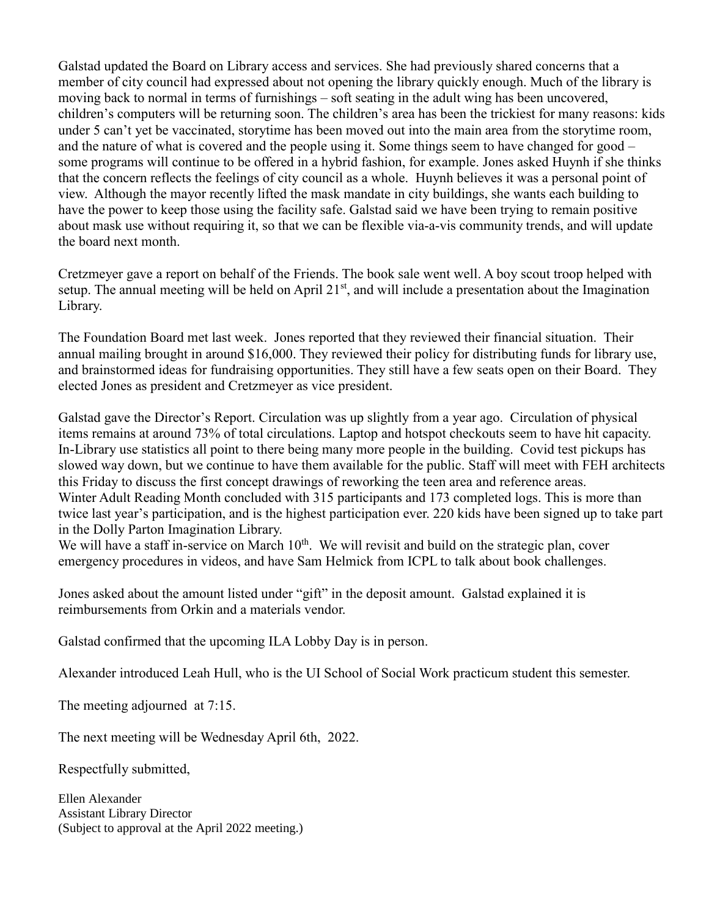Galstad updated the Board on Library access and services. She had previously shared concerns that a member of city council had expressed about not opening the library quickly enough. Much of the library is moving back to normal in terms of furnishings – soft seating in the adult wing has been uncovered, children's computers will be returning soon. The children's area has been the trickiest for many reasons: kids under 5 can't yet be vaccinated, storytime has been moved out into the main area from the storytime room, and the nature of what is covered and the people using it. Some things seem to have changed for good – some programs will continue to be offered in a hybrid fashion, for example. Jones asked Huynh if she thinks that the concern reflects the feelings of city council as a whole. Huynh believes it was a personal point of view. Although the mayor recently lifted the mask mandate in city buildings, she wants each building to have the power to keep those using the facility safe. Galstad said we have been trying to remain positive about mask use without requiring it, so that we can be flexible via-a-vis community trends, and will update the board next month.

Cretzmeyer gave a report on behalf of the Friends. The book sale went well. A boy scout troop helped with setup. The annual meeting will be held on April 21st, and will include a presentation about the Imagination Library.

The Foundation Board met last week. Jones reported that they reviewed their financial situation. Their annual mailing brought in around $16,000. They reviewed their policy for distributing funds for library use, and brainstormed ideas for fundraising opportunities. They still have a few seats open on their Board. They elected Jones as president and Cretzmeyer as vice president.

Galstad gave the Director's Report. Circulation was up slightly from a year ago. Circulation of physical items remains at around 73% of total circulations. Laptop and hotspot checkouts seem to have hit capacity. In-Library use statistics all point to there being many more people in the building. Covid test pickups has slowed way down, but we continue to have them available for the public. Staff will meet with FEH architects this Friday to discuss the first concept drawings of reworking the teen area and reference areas.
Winter Adult Reading Month concluded with 315 participants and 173 completed logs. This is more than twice last year's participation, and is the highest participation ever. 220 kids have been signed up to take part in the Dolly Parton Imagination Library.
We will have a staff in-service on March 10th. We will revisit and build on the strategic plan, cover emergency procedures in videos, and have Sam Helmick from ICPL to talk about book challenges.

Jones asked about the amount listed under "gift" in the deposit amount. Galstad explained it is reimbursements from Orkin and a materials vendor.

Galstad confirmed that the upcoming ILA Lobby Day is in person.

Alexander introduced Leah Hull, who is the UI School of Social Work practicum student this semester.

The meeting adjourned at 7:15.

The next meeting will be Wednesday April 6th, 2022.

Respectfully submitted,

Ellen Alexander
Assistant Library Director
(Subject to approval at the April 2022 meeting.)